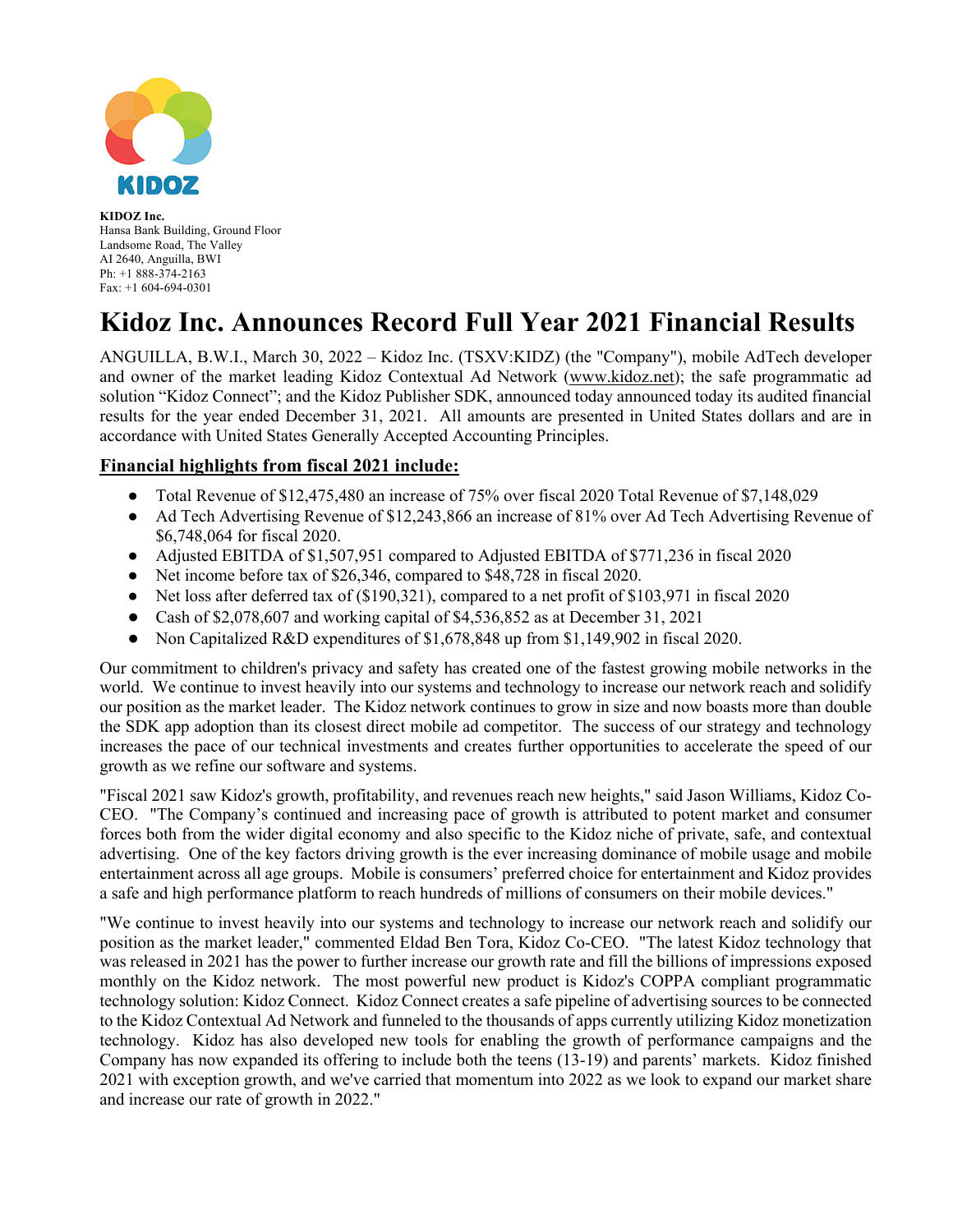**KIDOZ Inc.**
Hansa Bank Building, Ground Floor
Landsome Road, The Valley
AI 2640, Anguilla, BWI
Ph: +1 888-374-2163
Fax: +1 604-694-0301

# Kidoz Inc. Announces Record Full Year 2021 Financial Results

ANGUILLA, B.W.I., March 30, 2022 – Kidoz Inc. (TSXV:KIDZ) (the "Company"), mobile AdTech developer and owner of the market leading Kidoz Contextual Ad Network (www.kidoz.net); the safe programmatic ad solution "Kidoz Connect"; and the Kidoz Publisher SDK, announced today announced today its audited financial results for the year ended December 31, 2021. All amounts are presented in United States dollars and are in accordance with United States Generally Accepted Accounting Principles.

## Financial highlights from fiscal 2021 include:

- Total Revenue of $12,475,480 an increase of 75% over fiscal 2020 Total Revenue of $7,148,029
- Ad Tech Advertising Revenue of $12,243,866 an increase of 81% over Ad Tech Advertising Revenue of $6,748,064 for fiscal 2020.
- Adjusted EBITDA of $1,507,951 compared to Adjusted EBITDA of $771,236 in fiscal 2020
- Net income before tax of $26,346, compared to $48,728 in fiscal 2020.
- Net loss after deferred tax of ($190,321), compared to a net profit of $103,971 in fiscal 2020
- Cash of $2,078,607 and working capital of $4,536,852 as at December 31, 2021
- Non Capitalized R&D expenditures of $1,678,848 up from $1,149,902 in fiscal 2020.

Our commitment to children's privacy and safety has created one of the fastest growing mobile networks in the world. We continue to invest heavily into our systems and technology to increase our network reach and solidify our position as the market leader. The Kidoz network continues to grow in size and now boasts more than double the SDK app adoption than its closest direct mobile ad competitor. The success of our strategy and technology increases the pace of our technical investments and creates further opportunities to accelerate the speed of our growth as we refine our software and systems.

"Fiscal 2021 saw Kidoz's growth, profitability, and revenues reach new heights," said Jason Williams, Kidoz Co-CEO. "The Company's continued and increasing pace of growth is attributed to potent market and consumer forces both from the wider digital economy and also specific to the Kidoz niche of private, safe, and contextual advertising. One of the key factors driving growth is the ever increasing dominance of mobile usage and mobile entertainment across all age groups. Mobile is consumers' preferred choice for entertainment and Kidoz provides a safe and high performance platform to reach hundreds of millions of consumers on their mobile devices."

"We continue to invest heavily into our systems and technology to increase our network reach and solidify our position as the market leader," commented Eldad Ben Tora, Kidoz Co-CEO. "The latest Kidoz technology that was released in 2021 has the power to further increase our growth rate and fill the billions of impressions exposed monthly on the Kidoz network. The most powerful new product is Kidoz's COPPA compliant programmatic technology solution: Kidoz Connect. Kidoz Connect creates a safe pipeline of advertising sources to be connected to the Kidoz Contextual Ad Network and funneled to the thousands of apps currently utilizing Kidoz monetization technology. Kidoz has also developed new tools for enabling the growth of performance campaigns and the Company has now expanded its offering to include both the teens (13-19) and parents' markets. Kidoz finished 2021 with exception growth, and we've carried that momentum into 2022 as we look to expand our market share and increase our rate of growth in 2022."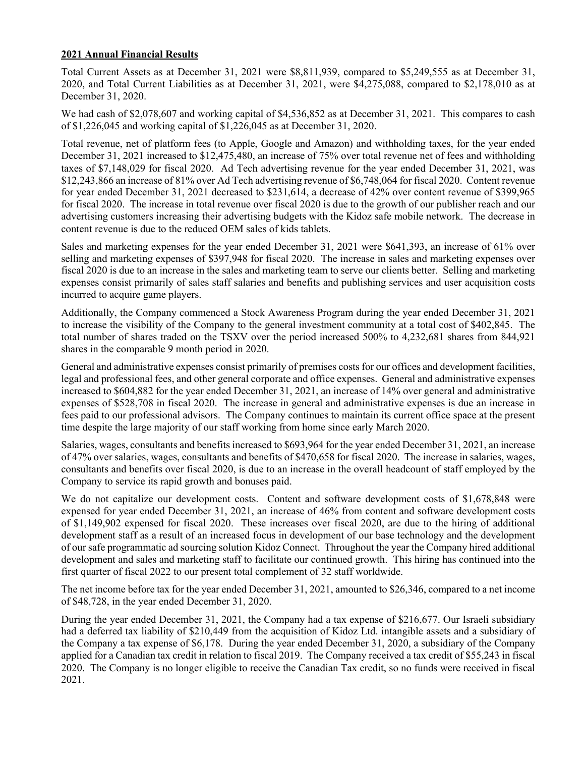**2021 Annual Financial Results**

Total Current Assets as at December 31, 2021 were $8,811,939, compared to $5,249,555 as at December 31, 2020, and Total Current Liabilities as at December 31, 2021, were $4,275,088, compared to $2,178,010 as at December 31, 2020.

We had cash of $2,078,607 and working capital of $4,536,852 as at December 31, 2021. This compares to cash of $1,226,045 and working capital of $1,226,045 as at December 31, 2020.

Total revenue, net of platform fees (to Apple, Google and Amazon) and withholding taxes, for the year ended December 31, 2021 increased to $12,475,480, an increase of 75% over total revenue net of fees and withholding taxes of $7,148,029 for fiscal 2020. Ad Tech advertising revenue for the year ended December 31, 2021, was $12,243,866 an increase of 81% over Ad Tech advertising revenue of $6,748,064 for fiscal 2020. Content revenue for year ended December 31, 2021 decreased to $231,614, a decrease of 42% over content revenue of $399,965 for fiscal 2020. The increase in total revenue over fiscal 2020 is due to the growth of our publisher reach and our advertising customers increasing their advertising budgets with the Kidoz safe mobile network. The decrease in content revenue is due to the reduced OEM sales of kids tablets.

Sales and marketing expenses for the year ended December 31, 2021 were $641,393, an increase of 61% over selling and marketing expenses of $397,948 for fiscal 2020. The increase in sales and marketing expenses over fiscal 2020 is due to an increase in the sales and marketing team to serve our clients better. Selling and marketing expenses consist primarily of sales staff salaries and benefits and publishing services and user acquisition costs incurred to acquire game players.

Additionally, the Company commenced a Stock Awareness Program during the year ended December 31, 2021 to increase the visibility of the Company to the general investment community at a total cost of $402,845. The total number of shares traded on the TSXV over the period increased 500% to 4,232,681 shares from 844,921 shares in the comparable 9 month period in 2020.

General and administrative expenses consist primarily of premises costs for our offices and development facilities, legal and professional fees, and other general corporate and office expenses. General and administrative expenses increased to $604,882 for the year ended December 31, 2021, an increase of 14% over general and administrative expenses of $528,708 in fiscal 2020. The increase in general and administrative expenses is due an increase in fees paid to our professional advisors. The Company continues to maintain its current office space at the present time despite the large majority of our staff working from home since early March 2020.

Salaries, wages, consultants and benefits increased to $693,964 for the year ended December 31, 2021, an increase of 47% over salaries, wages, consultants and benefits of $470,658 for fiscal 2020. The increase in salaries, wages, consultants and benefits over fiscal 2020, is due to an increase in the overall headcount of staff employed by the Company to service its rapid growth and bonuses paid.

We do not capitalize our development costs. Content and software development costs of $1,678,848 were expensed for year ended December 31, 2021, an increase of 46% from content and software development costs of $1,149,902 expensed for fiscal 2020. These increases over fiscal 2020, are due to the hiring of additional development staff as a result of an increased focus in development of our base technology and the development of our safe programmatic ad sourcing solution Kidoz Connect. Throughout the year the Company hired additional development and sales and marketing staff to facilitate our continued growth. This hiring has continued into the first quarter of fiscal 2022 to our present total complement of 32 staff worldwide.

The net income before tax for the year ended December 31, 2021, amounted to $26,346, compared to a net income of $48,728, in the year ended December 31, 2020.

During the year ended December 31, 2021, the Company had a tax expense of $216,677. Our Israeli subsidiary had a deferred tax liability of $210,449 from the acquisition of Kidoz Ltd. intangible assets and a subsidiary of the Company a tax expense of $6,178. During the year ended December 31, 2020, a subsidiary of the Company applied for a Canadian tax credit in relation to fiscal 2019. The Company received a tax credit of $55,243 in fiscal 2020. The Company is no longer eligible to receive the Canadian Tax credit, so no funds were received in fiscal 2021.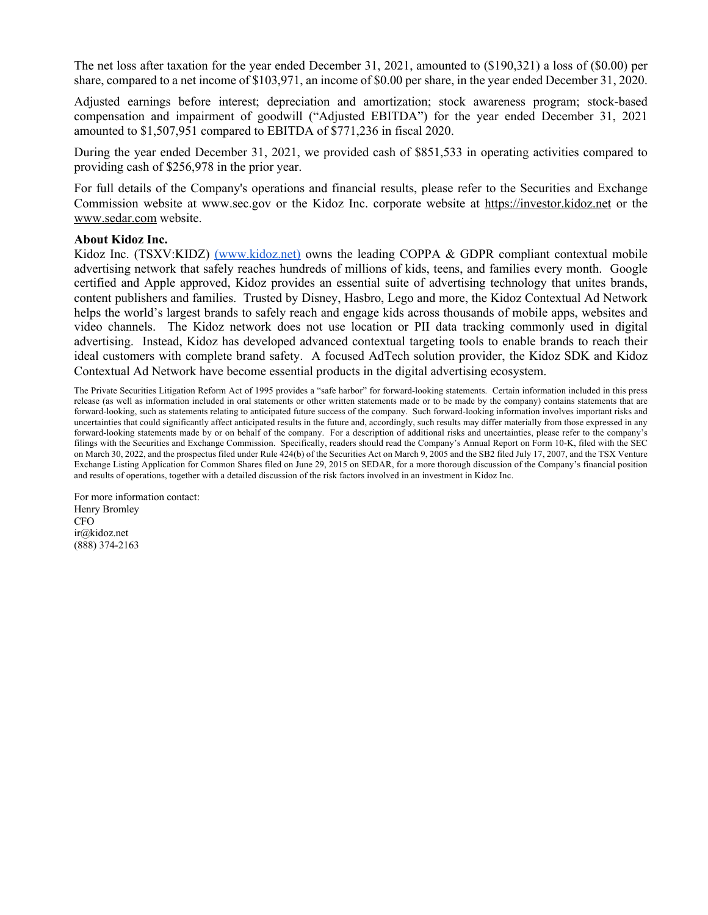The net loss after taxation for the year ended December 31, 2021, amounted to ($190,321) a loss of ($0.00) per share, compared to a net income of $103,971, an income of $0.00 per share, in the year ended December 31, 2020.

Adjusted earnings before interest; depreciation and amortization; stock awareness program; stock-based compensation and impairment of goodwill ("Adjusted EBITDA") for the year ended December 31, 2021 amounted to $1,507,951 compared to EBITDA of $771,236 in fiscal 2020.

During the year ended December 31, 2021, we provided cash of $851,533 in operating activities compared to providing cash of $256,978 in the prior year.

For full details of the Company's operations and financial results, please refer to the Securities and Exchange Commission website at www.sec.gov or the Kidoz Inc. corporate website at https://investor.kidoz.net or the www.sedar.com website.

**About Kidoz Inc.**

Kidoz Inc. (TSXV:KIDZ) (www.kidoz.net) owns the leading COPPA & GDPR compliant contextual mobile advertising network that safely reaches hundreds of millions of kids, teens, and families every month. Google certified and Apple approved, Kidoz provides an essential suite of advertising technology that unites brands, content publishers and families. Trusted by Disney, Hasbro, Lego and more, the Kidoz Contextual Ad Network helps the world's largest brands to safely reach and engage kids across thousands of mobile apps, websites and video channels. The Kidoz network does not use location or PII data tracking commonly used in digital advertising. Instead, Kidoz has developed advanced contextual targeting tools to enable brands to reach their ideal customers with complete brand safety. A focused AdTech solution provider, the Kidoz SDK and Kidoz Contextual Ad Network have become essential products in the digital advertising ecosystem.

The Private Securities Litigation Reform Act of 1995 provides a "safe harbor" for forward-looking statements. Certain information included in this press release (as well as information included in oral statements or other written statements made or to be made by the company) contains statements that are forward-looking, such as statements relating to anticipated future success of the company. Such forward-looking information involves important risks and uncertainties that could significantly affect anticipated results in the future and, accordingly, such results may differ materially from those expressed in any forward-looking statements made by or on behalf of the company. For a description of additional risks and uncertainties, please refer to the company's filings with the Securities and Exchange Commission. Specifically, readers should read the Company's Annual Report on Form 10-K, filed with the SEC on March 30, 2022, and the prospectus filed under Rule 424(b) of the Securities Act on March 9, 2005 and the SB2 filed July 17, 2007, and the TSX Venture Exchange Listing Application for Common Shares filed on June 29, 2015 on SEDAR, for a more thorough discussion of the Company's financial position and results of operations, together with a detailed discussion of the risk factors involved in an investment in Kidoz Inc.

For more information contact:
Henry Bromley
CFO
ir@kidoz.net
(888) 374-2163